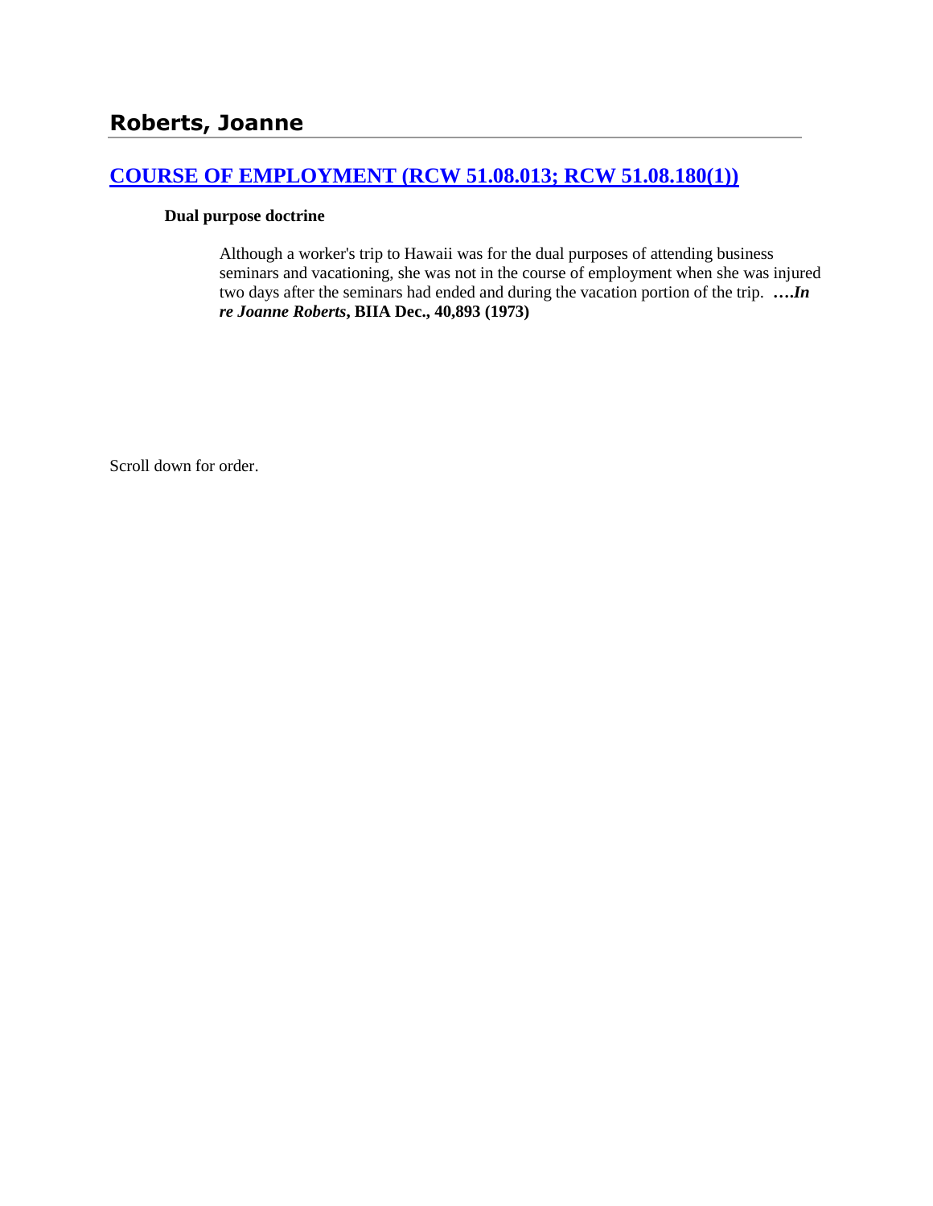# Roberts, Joanne

## [COURSE OF EMPLOYMENT (RCW 51.08.013; RCW 51.08.180(1))]()

**Dual purpose doctrine**

Although a worker's trip to Hawaii was for the dual purposes of attending business seminars and vacationing, she was not in the course of employment when she was injured two days after the seminars had ended and during the vacation portion of the trip. ***….In re Joanne Roberts*, BIIA Dec., 40,893 (1973)**

Scroll down for order.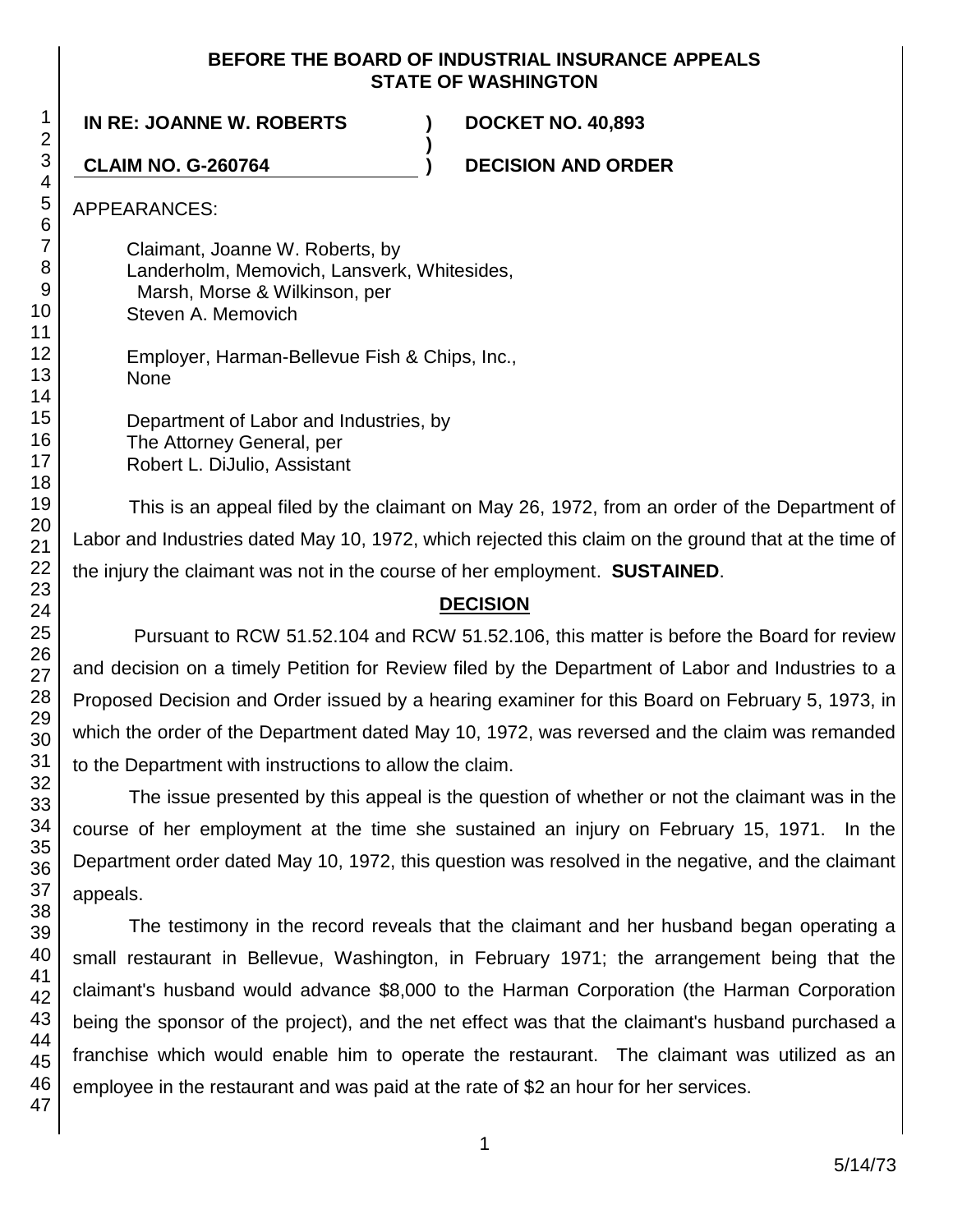**BEFORE THE BOARD OF INDUSTRIAL INSURANCE APPEALS**
**STATE OF WASHINGTON**

| | | |
|---|---|---|
| **IN RE: JOANNE W. ROBERTS** | **)** | **DOCKET NO. 40,893** |
| | **)** | |
| **CLAIM NO. G-260764** | **)** | **DECISION AND ORDER** |

APPEARANCES:

Claimant, Joanne W. Roberts, by
Landerholm, Memovich, Lansverk, Whitesides,
Marsh, Morse & Wilkinson, per
Steven A. Memovich

Employer, Harman-Bellevue Fish & Chips, Inc.,
None

Department of Labor and Industries, by
The Attorney General, per
Robert L. DiJulio, Assistant

This is an appeal filed by the claimant on May 26, 1972, from an order of the Department of Labor and Industries dated May 10, 1972, which rejected this claim on the ground that at the time of the injury the claimant was not in the course of her employment. **SUSTAINED**.

## DECISION

Pursuant to RCW 51.52.104 and RCW 51.52.106, this matter is before the Board for review and decision on a timely Petition for Review filed by the Department of Labor and Industries to a Proposed Decision and Order issued by a hearing examiner for this Board on February 5, 1973, in which the order of the Department dated May 10, 1972, was reversed and the claim was remanded to the Department with instructions to allow the claim.

The issue presented by this appeal is the question of whether or not the claimant was in the course of her employment at the time she sustained an injury on February 15, 1971. In the Department order dated May 10, 1972, this question was resolved in the negative, and the claimant appeals.

The testimony in the record reveals that the claimant and her husband began operating a small restaurant in Bellevue, Washington, in February 1971; the arrangement being that the claimant's husband would advance $8,000 to the Harman Corporation (the Harman Corporation being the sponsor of the project), and the net effect was that the claimant's husband purchased a franchise which would enable him to operate the restaurant. The claimant was utilized as an employee in the restaurant and was paid at the rate of $2 an hour for her services.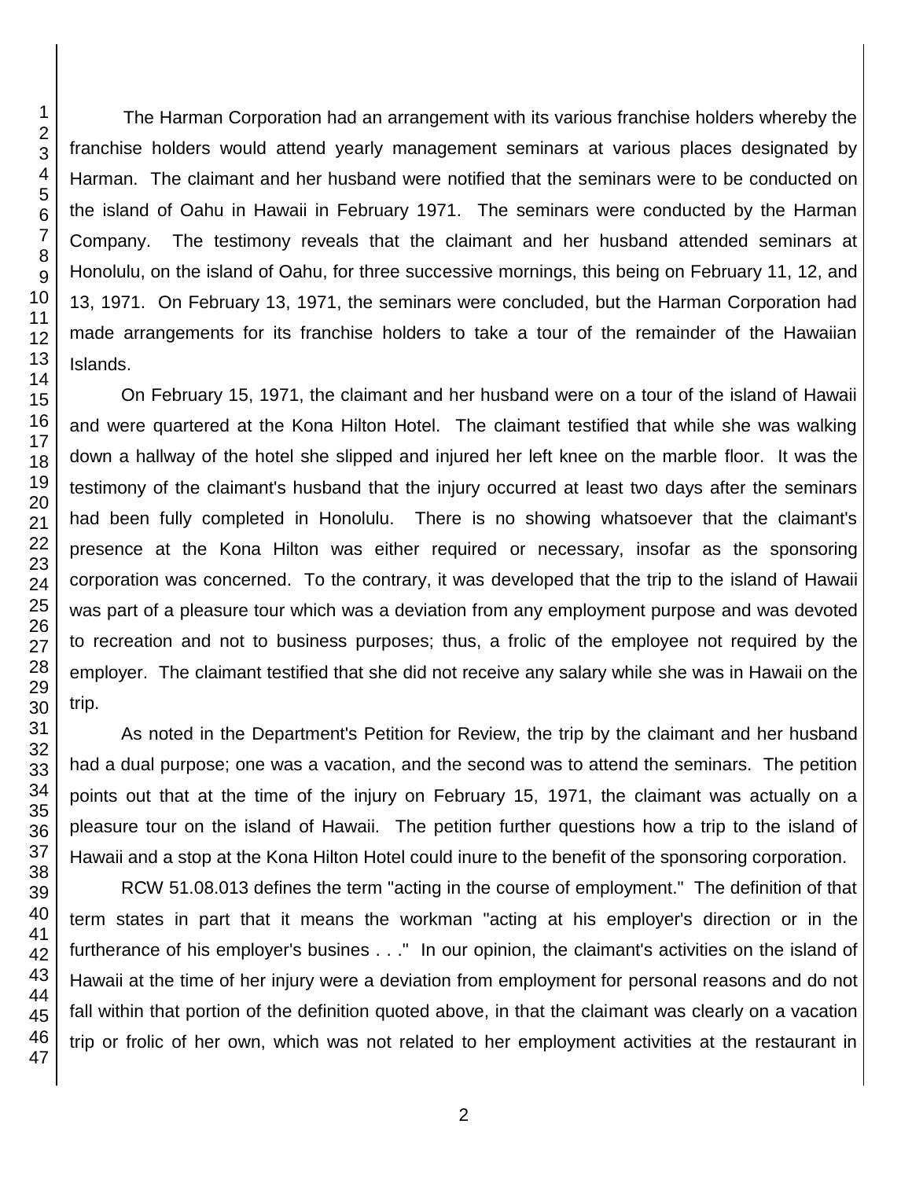The Harman Corporation had an arrangement with its various franchise holders whereby the franchise holders would attend yearly management seminars at various places designated by Harman. The claimant and her husband were notified that the seminars were to be conducted on the island of Oahu in Hawaii in February 1971. The seminars were conducted by the Harman Company. The testimony reveals that the claimant and her husband attended seminars at Honolulu, on the island of Oahu, for three successive mornings, this being on February 11, 12, and 13, 1971. On February 13, 1971, the seminars were concluded, but the Harman Corporation had made arrangements for its franchise holders to take a tour of the remainder of the Hawaiian Islands.

On February 15, 1971, the claimant and her husband were on a tour of the island of Hawaii and were quartered at the Kona Hilton Hotel. The claimant testified that while she was walking down a hallway of the hotel she slipped and injured her left knee on the marble floor. It was the testimony of the claimant's husband that the injury occurred at least two days after the seminars had been fully completed in Honolulu. There is no showing whatsoever that the claimant's presence at the Kona Hilton was either required or necessary, insofar as the sponsoring corporation was concerned. To the contrary, it was developed that the trip to the island of Hawaii was part of a pleasure tour which was a deviation from any employment purpose and was devoted to recreation and not to business purposes; thus, a frolic of the employee not required by the employer. The claimant testified that she did not receive any salary while she was in Hawaii on the trip.

As noted in the Department's Petition for Review, the trip by the claimant and her husband had a dual purpose; one was a vacation, and the second was to attend the seminars. The petition points out that at the time of the injury on February 15, 1971, the claimant was actually on a pleasure tour on the island of Hawaii. The petition further questions how a trip to the island of Hawaii and a stop at the Kona Hilton Hotel could inure to the benefit of the sponsoring corporation.

RCW 51.08.013 defines the term "acting in the course of employment." The definition of that term states in part that it means the workman "acting at his employer's direction or in the furtherance of his employer's busines . . ." In our opinion, the claimant's activities on the island of Hawaii at the time of her injury were a deviation from employment for personal reasons and do not fall within that portion of the definition quoted above, in that the claimant was clearly on a vacation trip or frolic of her own, which was not related to her employment activities at the restaurant in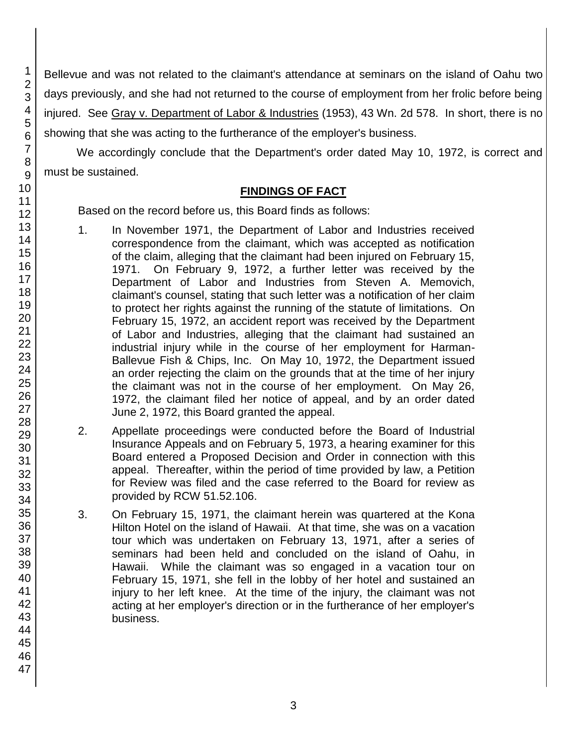Bellevue and was not related to the claimant's attendance at seminars on the island of Oahu two days previously, and she had not returned to the course of employment from her frolic before being injured. See Gray v. Department of Labor & Industries (1953), 43 Wn. 2d 578. In short, there is no showing that she was acting to the furtherance of the employer's business.

We accordingly conclude that the Department's order dated May 10, 1972, is correct and must be sustained.

## FINDINGS OF FACT

Based on the record before us, this Board finds as follows:

1. In November 1971, the Department of Labor and Industries received correspondence from the claimant, which was accepted as notification of the claim, alleging that the claimant had been injured on February 15, 1971. On February 9, 1972, a further letter was received by the Department of Labor and Industries from Steven A. Memovich, claimant's counsel, stating that such letter was a notification of her claim to protect her rights against the running of the statute of limitations. On February 15, 1972, an accident report was received by the Department of Labor and Industries, alleging that the claimant had sustained an industrial injury while in the course of her employment for Harman-Ballevue Fish & Chips, Inc. On May 10, 1972, the Department issued an order rejecting the claim on the grounds that at the time of her injury the claimant was not in the course of her employment. On May 26, 1972, the claimant filed her notice of appeal, and by an order dated June 2, 1972, this Board granted the appeal.

2. Appellate proceedings were conducted before the Board of Industrial Insurance Appeals and on February 5, 1973, a hearing examiner for this Board entered a Proposed Decision and Order in connection with this appeal. Thereafter, within the period of time provided by law, a Petition for Review was filed and the case referred to the Board for review as provided by RCW 51.52.106.

3. On February 15, 1971, the claimant herein was quartered at the Kona Hilton Hotel on the island of Hawaii. At that time, she was on a vacation tour which was undertaken on February 13, 1971, after a series of seminars had been held and concluded on the island of Oahu, in Hawaii. While the claimant was so engaged in a vacation tour on February 15, 1971, she fell in the lobby of her hotel and sustained an injury to her left knee. At the time of the injury, the claimant was not acting at her employer's direction or in the furtherance of her employer's business.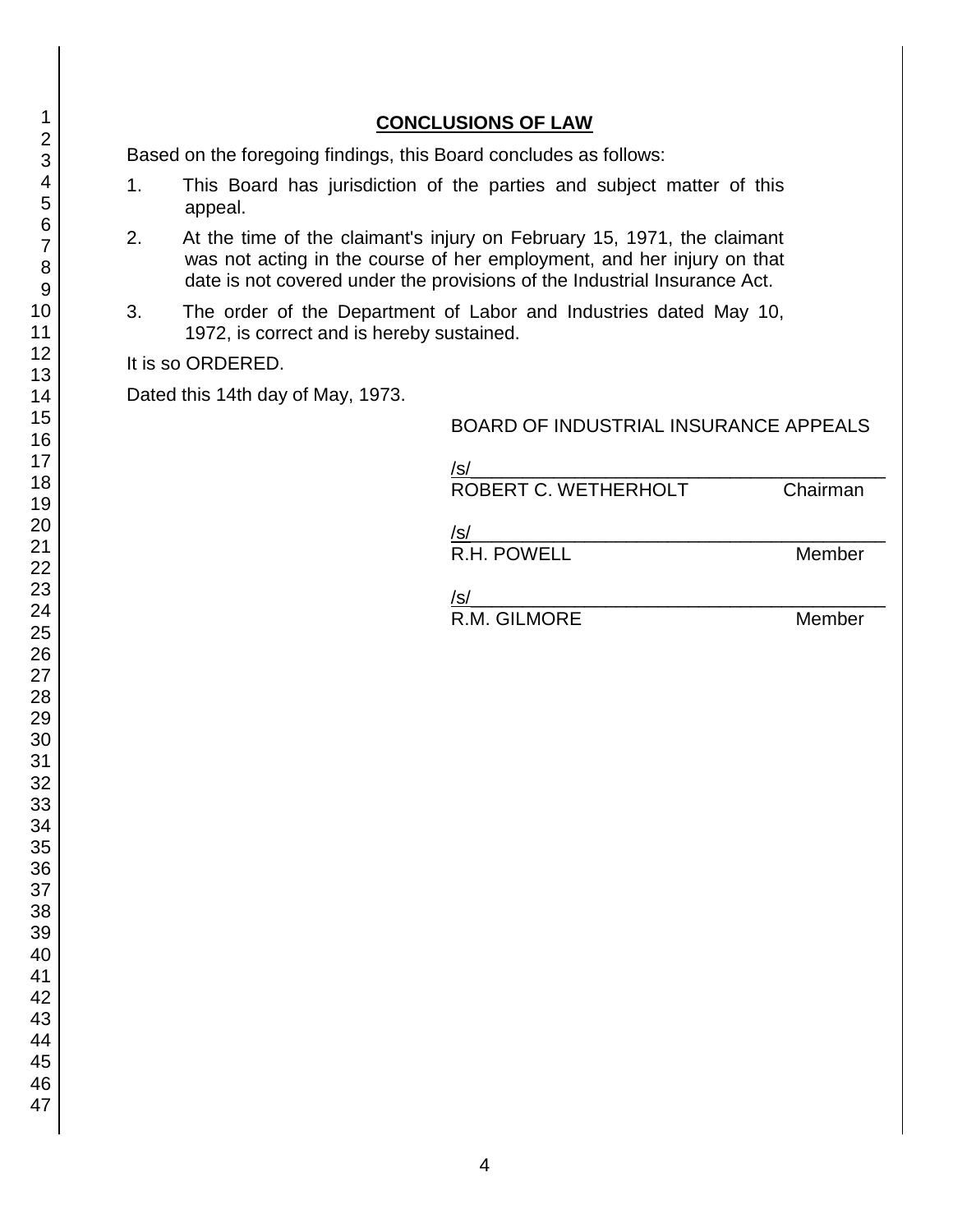## CONCLUSIONS OF LAW

Based on the foregoing findings, this Board concludes as follows:

1. This Board has jurisdiction of the parties and subject matter of this appeal.

2. At the time of the claimant's injury on February 15, 1971, the claimant was not acting in the course of her employment, and her injury on that date is not covered under the provisions of the Industrial Insurance Act.

3. The order of the Department of Labor and Industries dated May 10, 1972, is correct and is hereby sustained.

It is so ORDERED.

Dated this 14th day of May, 1973.

BOARD OF INDUSTRIAL INSURANCE APPEALS

/s/________________________________________
ROBERT C. WETHERHOLT Chairman

/s/________________________________________
R.H. POWELL Member

/s/________________________________________
R.M. GILMORE Member